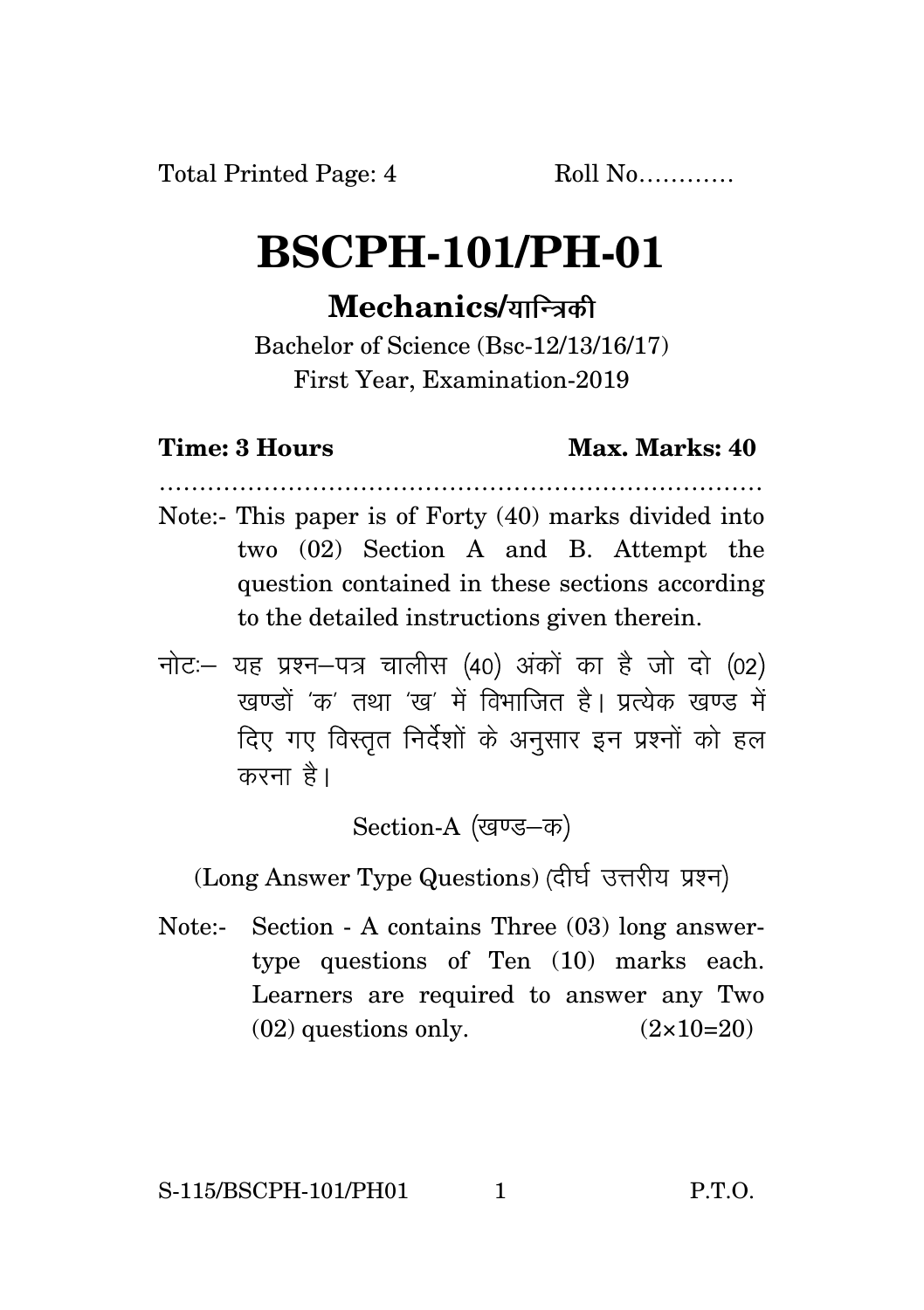Total Printed Page: 4 Roll No…………

# BSCPH-101/PH-01

## Mechanics/यान्त्रिकी

Bachelor of Science (Bsc-12/13/16/17)
First Year, Examination-2019

**Time: 3 Hours** **Max. Marks: 40**

…………………………………………………………………

Note:- This paper is of Forty (40) marks divided into two (02) Section A and B. Attempt the question contained in these sections according to the detailed instructions given therein.

नोटः– यह प्रश्न–पत्र चालीस (40) अंकों का है जो दो (02) खण्डों 'क' तथा 'ख' में विभाजित है। प्रत्येक खण्ड में दिए गए विस्तृत निर्देशों के अनुसार इन प्रश्नों को हल करना है।

Section-A (खण्ड–क)

(Long Answer Type Questions) (दीर्घ उत्तरीय प्रश्न)

Note:- Section - A contains Three (03) long answer-type questions of Ten (10) marks each. Learners are required to answer any Two (02) questions only. (2×10=20)

S-115/BSCPH-101/PH01 P.T.O.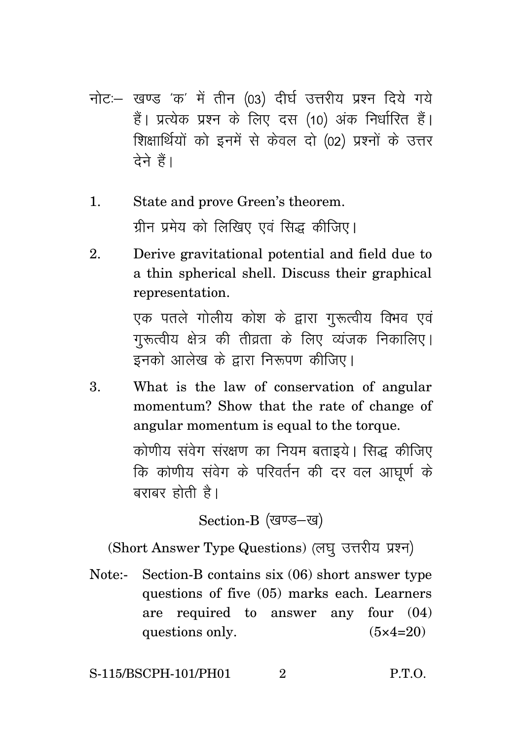नोटः– खण्ड 'क' में तीन (03) दीर्घ उत्तरीय प्रश्न दिये गये हैं। प्रत्येक प्रश्न के लिए दस (10) अंक निर्धारित हैं। शिक्षार्थियों को इनमें से केवल दो (02) प्रश्नों के उत्तर देने हैं।

1. State and prove Green's theorem.

   ग्रीन प्रमेय को लिखिए एवं सिद्ध कीजिए।

2. Derive gravitational potential and field due to a thin spherical shell. Discuss their graphical representation.

   एक पतले गोलीय कोश के द्वारा गुरूत्वीय विभव एवं गुरूत्वीय क्षेत्र की तीव्रता के लिए व्यंजक निकालिए। इनको आलेख के द्वारा निरूपण कीजिए।

3. What is the law of conservation of angular momentum? Show that the rate of change of angular momentum is equal to the torque.

   कोणीय संवेग संरक्षण का नियम बताइये। सिद्ध कीजिए कि कोणीय संवेग के परिवर्तन की दर वल आघूर्ण के बराबर होती है।

## Section-B (खण्ड–ख)

### (Short Answer Type Questions) (लघु उत्तरीय प्रश्न)

Note:- Section-B contains six (06) short answer type questions of five (05) marks each. Learners are required to answer any four (04) questions only. (5×4=20)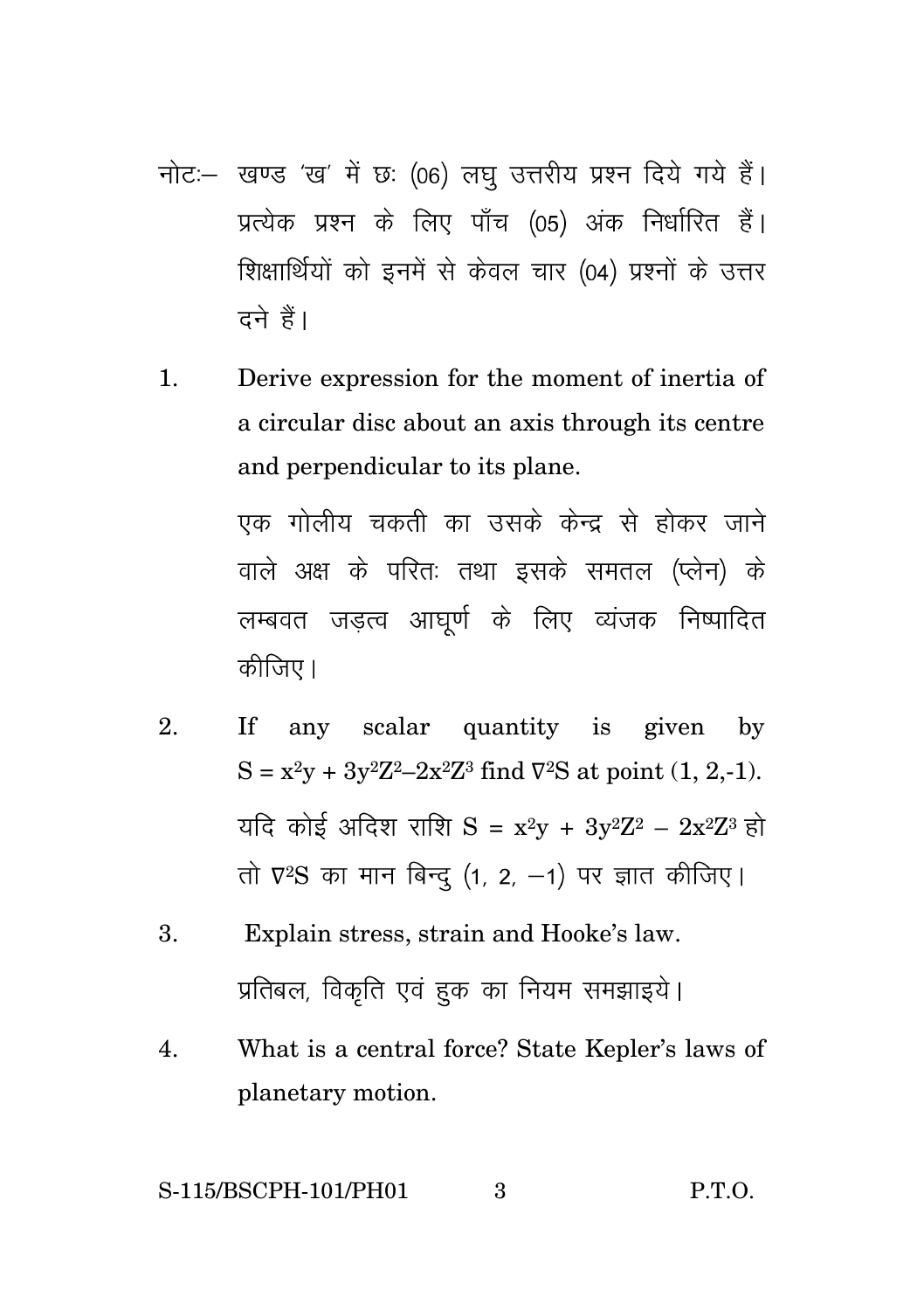नोटः– खण्ड 'ख' में छः (06) लघु उत्तरीय प्रश्न दिये गये हैं। प्रत्येक प्रश्न के लिए पाँच (05) अंक निर्धारित हैं। शिक्षार्थियों को इनमें से केवल चार (04) प्रश्नों के उत्तर दने हैं।

1. Derive expression for the moment of inertia of a circular disc about an axis through its centre and perpendicular to its plane.

   एक गोलीय चकती का उसके केन्द्र से होकर जाने वाले अक्ष के परितः तथा इसके समतल (प्लेन) के लम्बवत जड़त्व आघूर्ण के लिए व्यंजक निष्पादित कीजिए।

2. If any scalar quantity is given by $S = x^2y + 3y^2Z^2 - 2x^2Z^3$ find $\nabla^2 S$ at point (1, 2,-1).

   यदि कोई अदिश राशि $S = x^2y + 3y^2Z^2 - 2x^2Z^3$ हो तो $\nabla^2 S$ का मान बिन्दु (1, 2, −1) पर ज्ञात कीजिए।

3. Explain stress, strain and Hooke's law.

   प्रतिबल, विकृति एवं हुक का नियम समझाइये।

4. What is a central force? State Kepler's laws of planetary motion.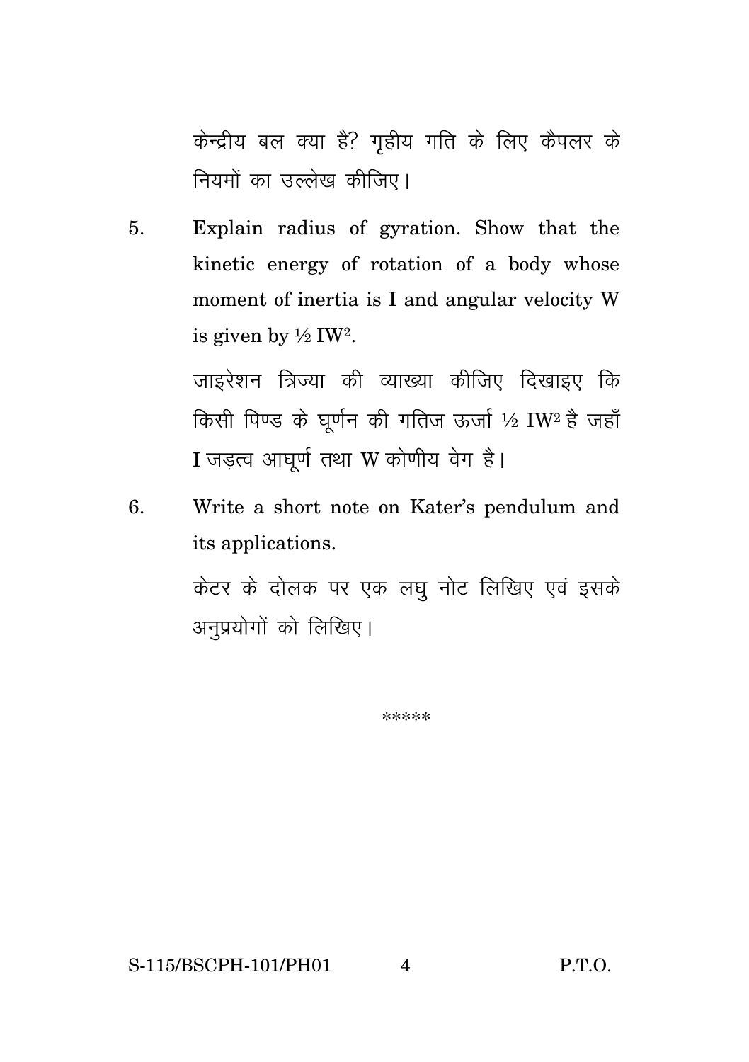केन्द्रीय बल क्या है? गृहीय गति के लिए कैपलर के नियमों का उल्लेख कीजिए।

5. Explain radius of gyration. Show that the kinetic energy of rotation of a body whose moment of inertia is I and angular velocity W is given by $\frac{1}{2} IW^2$.

   जाइरेशन त्रिज्या की व्याख्या कीजिए दिखाइए कि किसी पिण्ड के घूर्णन की गतिज ऊर्जा $\frac{1}{2} IW^2$ है जहाँ I जड़त्व आघूर्ण तथा W कोणीय वेग है।

6. Write a short note on Kater's pendulum and its applications.

   केटर के दोलक पर एक लघु नोट लिखिए एवं इसके अनुप्रयोगों को लिखिए।

*****